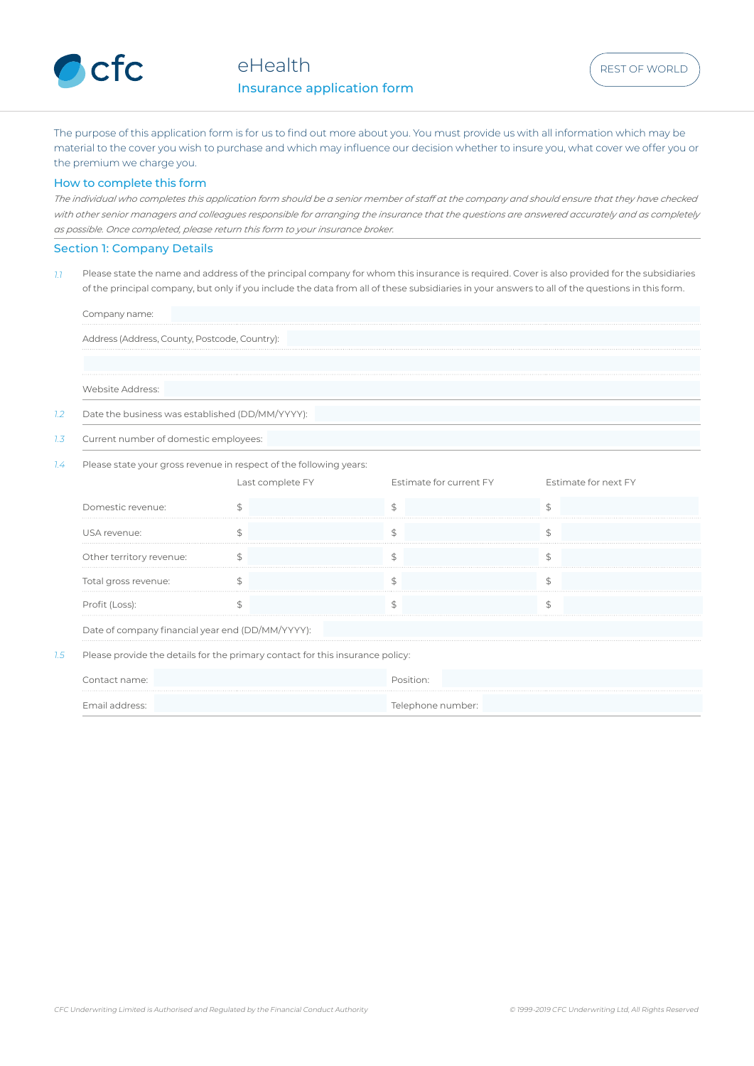cfc

# eHealth

## Insurance application form

REST OF WORLD

The purpose of this application form is for us to find out more about you. You must provide us with all information which may be material to the cover you wish to purchase and which may influence our decision whether to insure you, what cover we offer you or the premium we charge you.

### How to complete this form

*The individual who completes this application form should be a senior member of staff at the company and should ensure that they have checked with other senior managers and colleagues responsible for arranging the insurance that the questions are answered accurately and as completely as possible. Once completed, please return this form to your insurance broker.*

### Section 1: Company Details

1.1 Please state the name and address of the principal company for whom this insurance is required. Cover is also provided for the subsidiaries of the principal company, but only if you include the data from all of these subsidiaries in your answers to all of the questions in this form.

Company name:

Address (Address, County, Postcode, Country):

Website Address:

1.2 Date the business was established (DD/MM/YYYY):

1.3 Current number of domestic employees:

1.4 Please state your gross revenue in respect of the following years:

| | Last complete FY | Estimate for current FY | Estimate for next FY |
|---|---|---|---|
| Domestic revenue: | $ | $ | $ |
| USA revenue: | $ | $ | $ |
| Other territory revenue: | $ | $ | $ |
| Total gross revenue: | $ | $ | $ |
| Profit (Loss): | $ | $ | $ |

Date of company financial year end (DD/MM/YYYY):

1.5 Please provide the details for the primary contact for this insurance policy:

| | | | |
|---|---|---|---|
| Contact name: | | Position: | |
| Email address: | | Telephone number: | |

*CFC Underwriting Limited is Authorised and Regulated by the Financial Conduct Authority*

*© 1999-2019 CFC Underwriting Ltd, All Rights Reserved*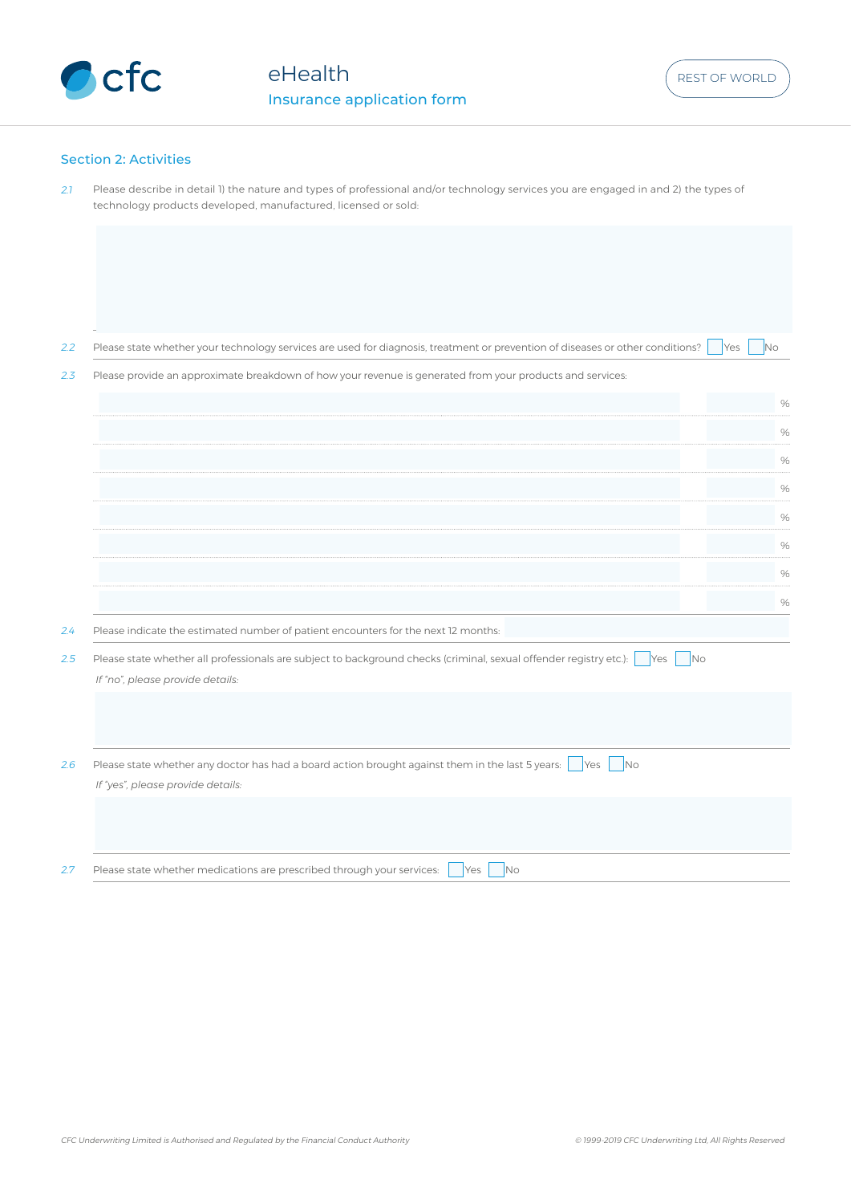eHealth

Insurance application form

REST OF WORLD

## Section 2: Activities

2.1 Please describe in detail 1) the nature and types of professional and/or technology services you are engaged in and 2) the types of technology products developed, manufactured, licensed or sold:

2.2 Please state whether your technology services are used for diagnosis, treatment or prevention of diseases or other conditions? ☐ Yes ☐ No

2.3 Please provide an approximate breakdown of how your revenue is generated from your products and services:

| | |
|---|---|
| | % |
| | % |
| | % |
| | % |
| | % |
| | % |
| | % |
| | % |

2.4 Please indicate the estimated number of patient encounters for the next 12 months:

2.5 Please state whether all professionals are subject to background checks (criminal, sexual offender registry etc.): ☐ Yes ☐ No

*If "no", please provide details:*

2.6 Please state whether any doctor has had a board action brought against them in the last 5 years: ☐ Yes ☐ No

*If "yes", please provide details:*

2.7 Please state whether medications are prescribed through your services: ☐ Yes ☐ No

*CFC Underwriting Limited is Authorised and Regulated by the Financial Conduct Authority*

*© 1999-2019 CFC Underwriting Ltd, All Rights Reserved*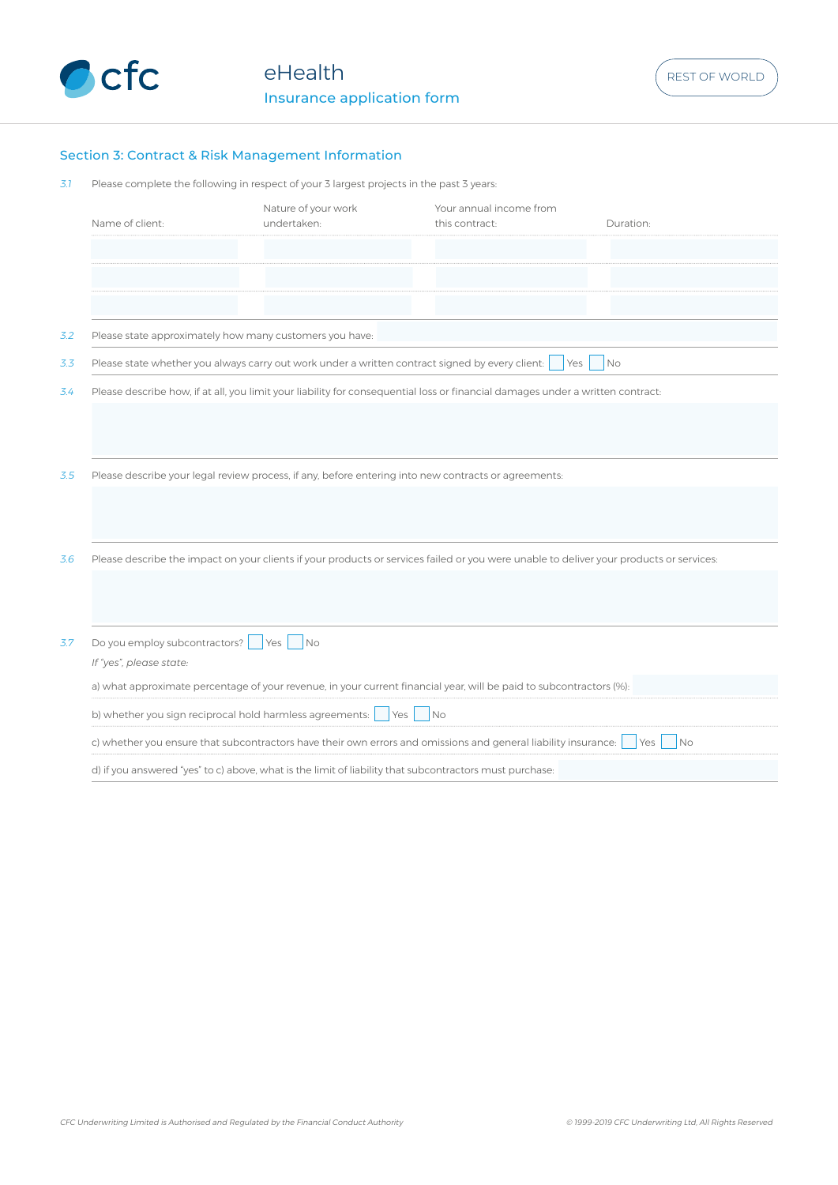## Section 3: Contract & Risk Management Information

3.1 Please complete the following in respect of your 3 largest projects in the past 3 years:

| Name of client: | Nature of your work undertaken: | Your annual income from this contract: | Duration: |
|---|---|---|---|
| | | | |
| | | | |
| | | | |

3.2 Please state approximately how many customers you have:

3.3 Please state whether you always carry out work under a written contract signed by every client: ☐ Yes ☐ No

3.4 Please describe how, if at all, you limit your liability for consequential loss or financial damages under a written contract:

3.5 Please describe your legal review process, if any, before entering into new contracts or agreements:

3.6 Please describe the impact on your clients if your products or services failed or you were unable to deliver your products or services:

3.7 Do you employ subcontractors? ☐ Yes ☐ No

*If "yes", please state:*

a) what approximate percentage of your revenue, in your current financial year, will be paid to subcontractors (%):

b) whether you sign reciprocal hold harmless agreements: ☐ Yes ☐ No

c) whether you ensure that subcontractors have their own errors and omissions and general liability insurance: ☐ Yes ☐ No

d) if you answered "yes" to c) above, what is the limit of liability that subcontractors must purchase: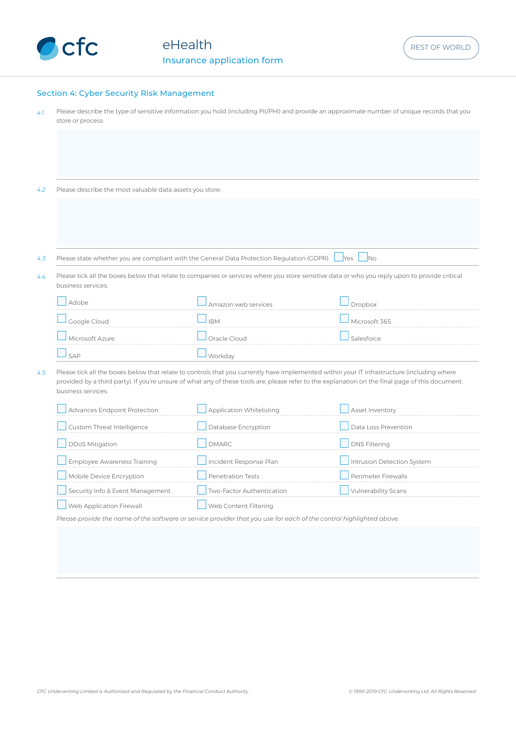## Section 4: Cyber Security Risk Management

4.1 Please describe the type of sensitive information you hold (including PII/PHI) and provide an approximate number of unique records that you store or process:

4.2 Please describe the most valuable data assets you store:

4.3 Please state whether you are compliant with the General Data Protection Regulation (GDPR): ☐ Yes ☐ No

4.4 Please tick all the boxes below that relate to companies or services where you store sensitive data or who you reply upon to provide critical business services:

| | | |
|---|---|---|
| ☐ Adobe | ☐ Amazon web services | ☐ Dropbox |
| ☐ Google Cloud | ☐ IBM | ☐ Microsoft 365 |
| ☐ Microsoft Azure | ☐ Oracle Cloud | ☐ Salesforce |
| ☐ SAP | ☐ Workday | |

4.5 Please tick all the boxes below that relate to controls that you currently have implemented within your IT infrastructure (including where provided by a third party). If you're unsure of what any of these tools are, please refer to the explanation on the final page of this document. business services:

| | | |
|---|---|---|
| ☐ Advances Endpoint Protection | ☐ Application Whitelisting | ☐ Asset Inventory |
| ☐ Custom Threat Intelligence | ☐ Database Encryption | ☐ Data Loss Prevention |
| ☐ DDoS Mitigation | ☐ DMARC | ☐ DNS Filtering |
| ☐ Employee Awareness Training | ☐ Incident Response Plan | ☐ Intrusion Detection System |
| ☐ Mobile Device Encryption | ☐ Penetration Tests | ☐ Perimeter Firewalls |
| ☐ Security Info & Event Management | ☐ Two-Factor Authentication | ☐ Vulnerability Scans |
| ☐ Web Application Firewall | ☐ Web Content Filtering | |

*Please provide the name of the software or service provider that you use for each of the control highlighted above:*

*CFC Underwriting Limited is Authorised and Regulated by the Financial Conduct Authority*

*© 1999-2019 CFC Underwriting Ltd, All Rights Reserved*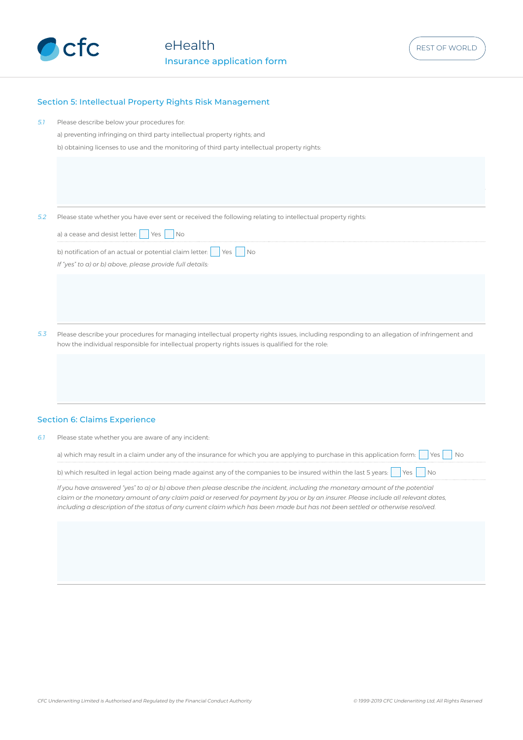## Section 5: Intellectual Property Rights Risk Management

5.1 Please describe below your procedures for:

a) preventing infringing on third party intellectual property rights; and

b) obtaining licenses to use and the monitoring of third party intellectual property rights:

5.2 Please state whether you have ever sent or received the following relating to intellectual property rights:

a) a cease and desist letter: ☐ Yes ☐ No

b) notification of an actual or potential claim letter: ☐ Yes ☐ No

*If "yes" to a) or b) above, please provide full details:*

5.3 Please describe your procedures for managing intellectual property rights issues, including responding to an allegation of infringement and how the individual responsible for intellectual property rights issues is qualified for the role:

## Section 6: Claims Experience

6.1 Please state whether you are aware of any incident:

a) which may result in a claim under any of the insurance for which you are applying to purchase in this application form: ☐ Yes ☐ No

b) which resulted in legal action being made against any of the companies to be insured within the last 5 years: ☐ Yes ☐ No

*If you have answered "yes" to a) or b) above then please describe the incident, including the monetary amount of the potential claim or the monetary amount of any claim paid or reserved for payment by you or by an insurer. Please include all relevant dates, including a description of the status of any current claim which has been made but has not been settled or otherwise resolved.*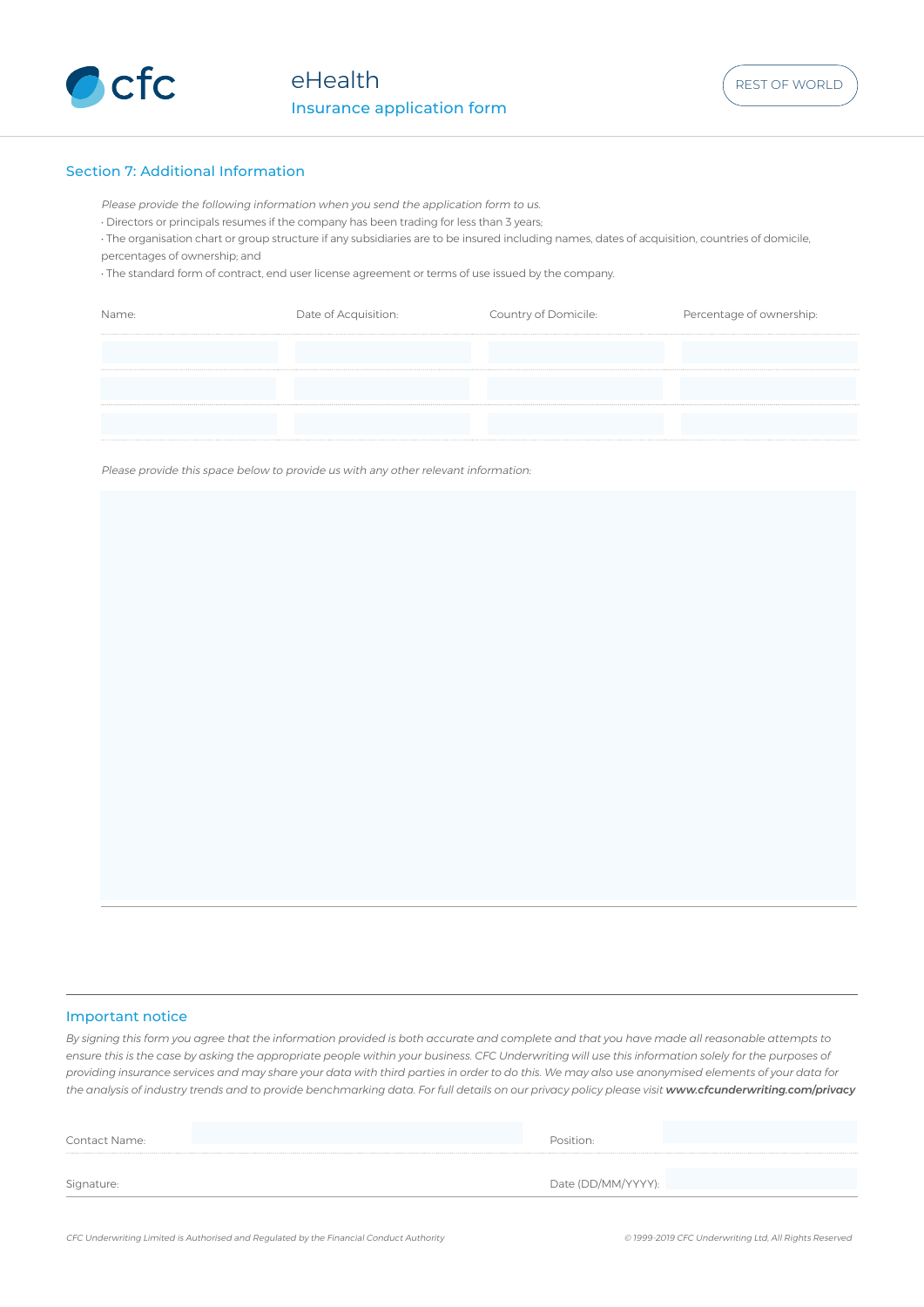cfc

eHealth

Insurance application form

REST OF WORLD

## Section 7: Additional Information

*Please provide the following information when you send the application form to us.*

- Directors or principals resumes if the company has been trading for less than 3 years;
- The organisation chart or group structure if any subsidiaries are to be insured including names, dates of acquisition, countries of domicile, percentages of ownership; and
- The standard form of contract, end user license agreement or terms of use issued by the company.

| Name: | Date of Acquisition: | Country of Domicile: | Percentage of ownership: |
|---|---|---|---|
| | | | |
| | | | |
| | | | |

*Please provide this space below to provide us with any other relevant information:*

## Important notice

*By signing this form you agree that the information provided is both accurate and complete and that you have made all reasonable attempts to ensure this is the case by asking the appropriate people within your business. CFC Underwriting will use this information solely for the purposes of providing insurance services and may share your data with third parties in order to do this. We may also use anonymised elements of your data for the analysis of industry trends and to provide benchmarking data. For full details on our privacy policy please visit **www.cfcunderwriting.com/privacy***

| Contact Name: | | Position: | |
|---|---|---|---|
| Signature: | | Date (DD/MM/YYYY): | |

*CFC Underwriting Limited is Authorised and Regulated by the Financial Conduct Authority*

*© 1999-2019 CFC Underwriting Ltd, All Rights Reserved*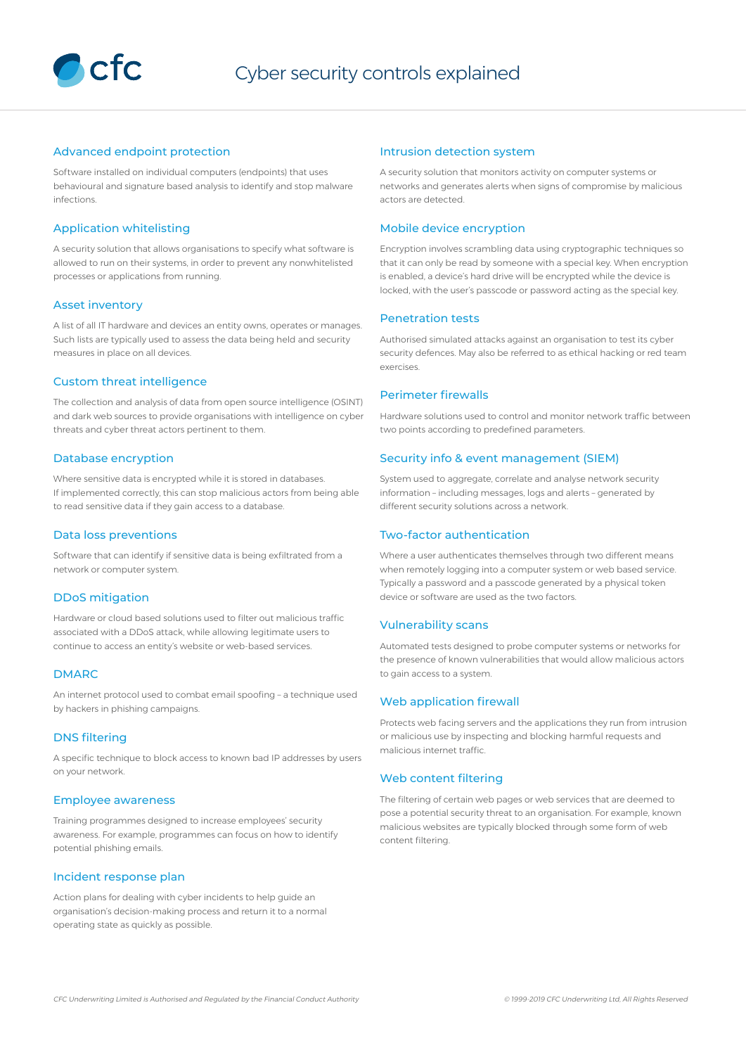# Cyber security controls explained

## Advanced endpoint protection

Software installed on individual computers (endpoints) that uses behavioural and signature based analysis to identify and stop malware infections.

## Application whitelisting

A security solution that allows organisations to specify what software is allowed to run on their systems, in order to prevent any nonwhitelisted processes or applications from running.

## Asset inventory

A list of all IT hardware and devices an entity owns, operates or manages. Such lists are typically used to assess the data being held and security measures in place on all devices.

## Custom threat intelligence

The collection and analysis of data from open source intelligence (OSINT) and dark web sources to provide organisations with intelligence on cyber threats and cyber threat actors pertinent to them.

## Database encryption

Where sensitive data is encrypted while it is stored in databases. If implemented correctly, this can stop malicious actors from being able to read sensitive data if they gain access to a database.

## Data loss preventions

Software that can identify if sensitive data is being exfiltrated from a network or computer system.

## DDoS mitigation

Hardware or cloud based solutions used to filter out malicious traffic associated with a DDoS attack, while allowing legitimate users to continue to access an entity's website or web-based services.

## DMARC

An internet protocol used to combat email spoofing – a technique used by hackers in phishing campaigns.

## DNS filtering

A specific technique to block access to known bad IP addresses by users on your network.

## Employee awareness

Training programmes designed to increase employees' security awareness. For example, programmes can focus on how to identify potential phishing emails.

## Incident response plan

Action plans for dealing with cyber incidents to help guide an organisation's decision-making process and return it to a normal operating state as quickly as possible.

## Intrusion detection system

A security solution that monitors activity on computer systems or networks and generates alerts when signs of compromise by malicious actors are detected.

## Mobile device encryption

Encryption involves scrambling data using cryptographic techniques so that it can only be read by someone with a special key. When encryption is enabled, a device's hard drive will be encrypted while the device is locked, with the user's passcode or password acting as the special key.

## Penetration tests

Authorised simulated attacks against an organisation to test its cyber security defences. May also be referred to as ethical hacking or red team exercises.

## Perimeter firewalls

Hardware solutions used to control and monitor network traffic between two points according to predefined parameters.

## Security info & event management (SIEM)

System used to aggregate, correlate and analyse network security information – including messages, logs and alerts – generated by different security solutions across a network.

## Two-factor authentication

Where a user authenticates themselves through two different means when remotely logging into a computer system or web based service. Typically a password and a passcode generated by a physical token device or software are used as the two factors.

## Vulnerability scans

Automated tests designed to probe computer systems or networks for the presence of known vulnerabilities that would allow malicious actors to gain access to a system.

## Web application firewall

Protects web facing servers and the applications they run from intrusion or malicious use by inspecting and blocking harmful requests and malicious internet traffic.

## Web content filtering

The filtering of certain web pages or web services that are deemed to pose a potential security threat to an organisation. For example, known malicious websites are typically blocked through some form of web content filtering.

*CFC Underwriting Limited is Authorised and Regulated by the Financial Conduct Authority*

*© 1999-2019 CFC Underwriting Ltd, All Rights Reserved*